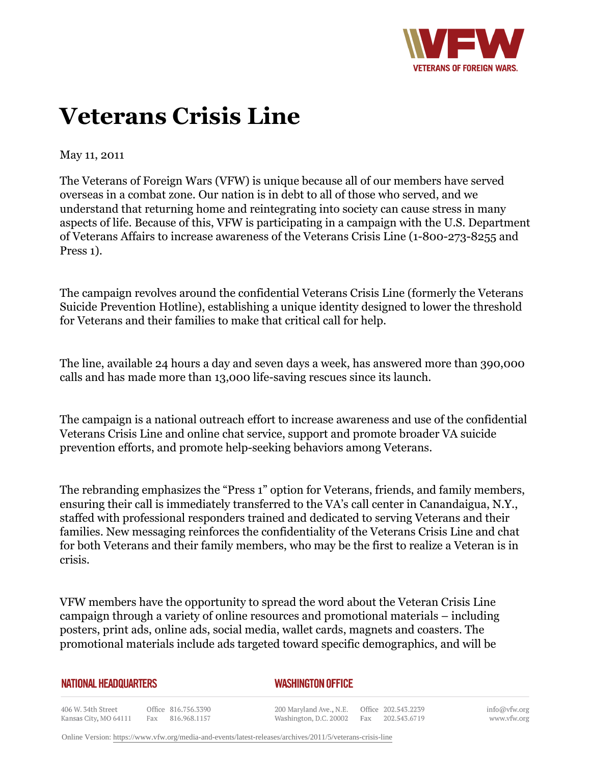# Veterans Crisis Line

May 11, 2011

The Veterans of Foreign Wars (VFW) is unique because all of our members have served overseas in a combat zone. Our nation is in debt to all of those who served, and we understand that returning home and reintegrating into society can cause stress in many aspects of life. Because of this, VFW is participating in a campaign with the U.S. Department of Veterans Affairs to increase awareness of the Veterans Crisis Line (1-800-273-8255 and Press 1).

The campaign revolves around the confidential Veterans Crisis Line (formerly the Veterans Suicide Prevention Hotline), establishing a unique identity designed to lower the threshold for Veterans and their families to make that critical call for help.

The line, available 24 hours a day and seven days a week, has answered more than 390,000 calls and has made more than 13,000 life-saving rescues since its launch.

The campaign is a national outreach effort to increase awareness and use of the confidential Veterans Crisis Line and online chat service, support and promote broader VA suicide prevention efforts, and promote help-seeking behaviors among Veterans.

The rebranding emphasizes the "Press 1" option for Veterans, friends, and family members, ensuring their call is immediately transferred to the VA's call center in Canandaigua, N.Y., staffed with professional responders trained and dedicated to serving Veterans and their families. New messaging reinforces the confidentiality of the Veterans Crisis Line and chat for both Veterans and their family members, who may be the first to realize a Veteran is in crisis.

VFW members have the opportunity to spread the word about the Veteran Crisis Line campaign through a variety of online resources and promotional materials – including posters, print ads, online ads, social media, wallet cards, magnets and coasters. The promotional materials include ads targeted toward specific demographics, and will be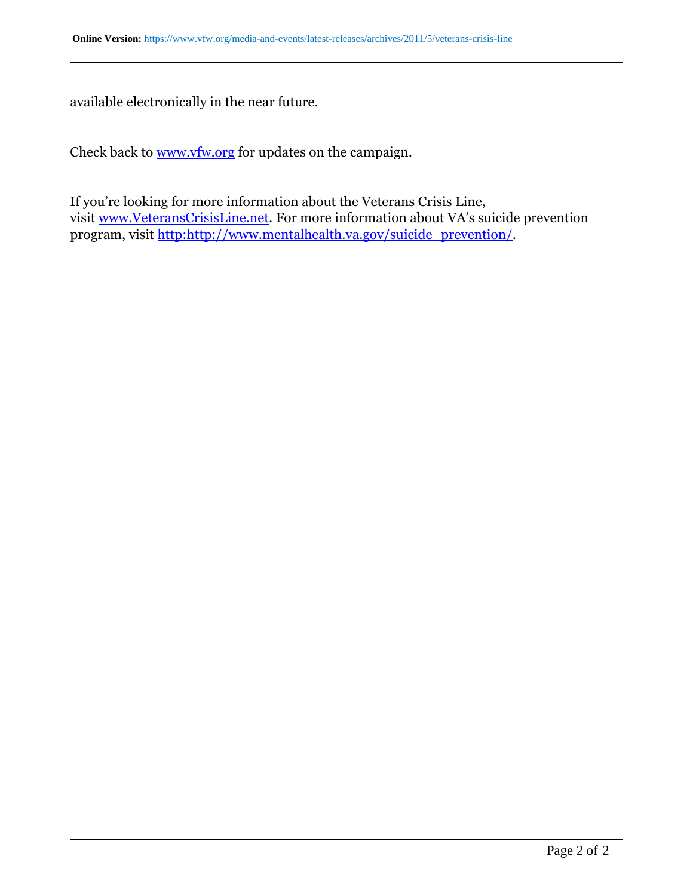available electronically in the near future.

Check back to www.vfw.org for updates on the campaign.

If you're looking for more information about the Veterans Crisis Line, visit www.VeteransCrisisLine.net. For more information about VA's suicide prevention program, visit http:http://www.mentalhealth.va.gov/suicide_prevention/.